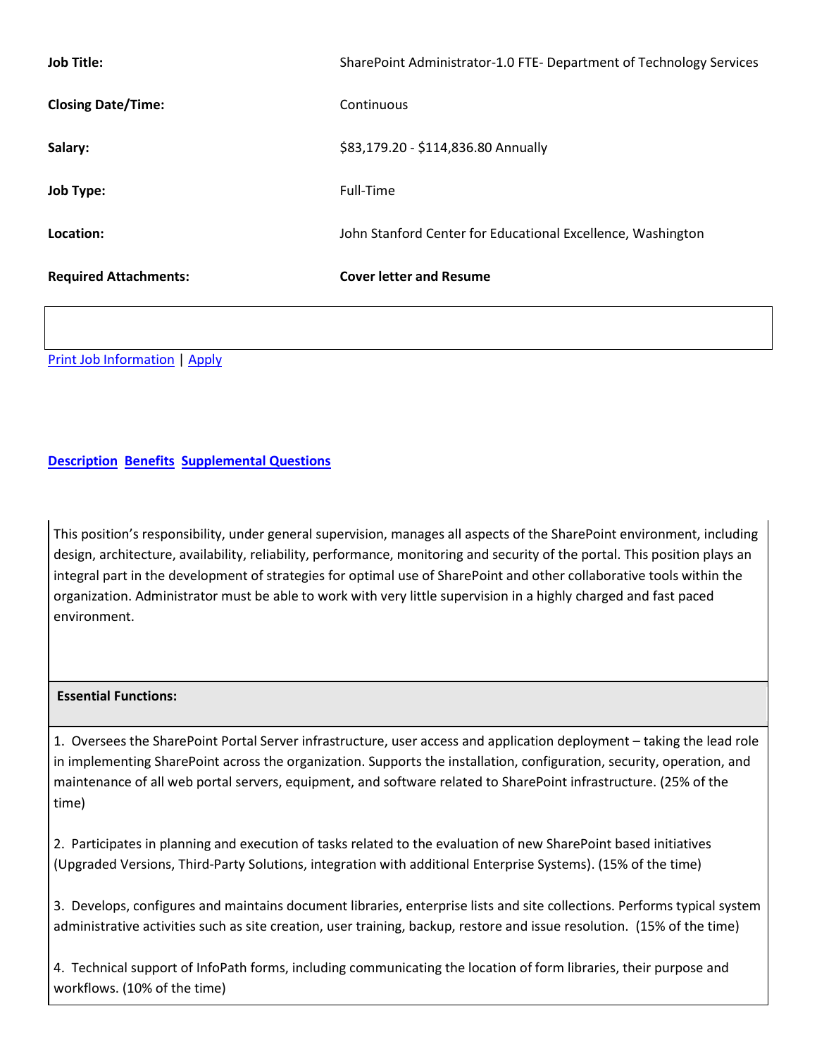| | |
|---|---|
| **Job Title:** | SharePoint Administrator-1.0 FTE- Department of Technology Services |
| **Closing Date/Time:** | Continuous |
| **Salary:** | $83,179.20 - $114,836.80 Annually |
| **Job Type:** | Full-Time |
| **Location:** | John Stanford Center for Educational Excellence, Washington |
| **Required Attachments:** | **Cover letter and Resume** |

Print Job Information | Apply

**Description** **Benefits** **Supplemental Questions**

This position's responsibility, under general supervision, manages all aspects of the SharePoint environment, including design, architecture, availability, reliability, performance, monitoring and security of the portal. This position plays an integral part in the development of strategies for optimal use of SharePoint and other collaborative tools within the organization. Administrator must be able to work with very little supervision in a highly charged and fast paced environment.

**Essential Functions:**

1. Oversees the SharePoint Portal Server infrastructure, user access and application deployment – taking the lead role in implementing SharePoint across the organization. Supports the installation, configuration, security, operation, and maintenance of all web portal servers, equipment, and software related to SharePoint infrastructure. (25% of the time)

2. Participates in planning and execution of tasks related to the evaluation of new SharePoint based initiatives (Upgraded Versions, Third-Party Solutions, integration with additional Enterprise Systems). (15% of the time)

3. Develops, configures and maintains document libraries, enterprise lists and site collections. Performs typical system administrative activities such as site creation, user training, backup, restore and issue resolution. (15% of the time)

4. Technical support of InfoPath forms, including communicating the location of form libraries, their purpose and workflows. (10% of the time)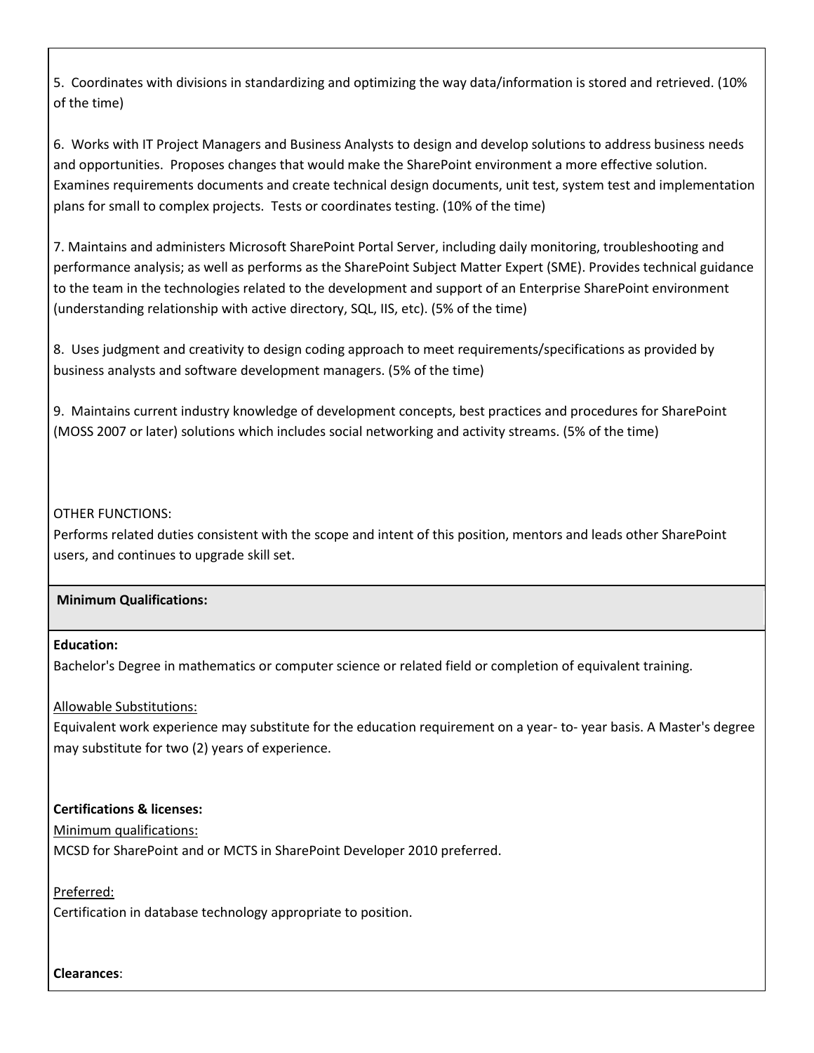5. Coordinates with divisions in standardizing and optimizing the way data/information is stored and retrieved. (10% of the time)

6. Works with IT Project Managers and Business Analysts to design and develop solutions to address business needs and opportunities. Proposes changes that would make the SharePoint environment a more effective solution. Examines requirements documents and create technical design documents, unit test, system test and implementation plans for small to complex projects. Tests or coordinates testing. (10% of the time)

7. Maintains and administers Microsoft SharePoint Portal Server, including daily monitoring, troubleshooting and performance analysis; as well as performs as the SharePoint Subject Matter Expert (SME). Provides technical guidance to the team in the technologies related to the development and support of an Enterprise SharePoint environment (understanding relationship with active directory, SQL, IIS, etc). (5% of the time)

8. Uses judgment and creativity to design coding approach to meet requirements/specifications as provided by business analysts and software development managers. (5% of the time)

9. Maintains current industry knowledge of development concepts, best practices and procedures for SharePoint (MOSS 2007 or later) solutions which includes social networking and activity streams. (5% of the time)

OTHER FUNCTIONS:
Performs related duties consistent with the scope and intent of this position, mentors and leads other SharePoint users, and continues to upgrade skill set.

**Minimum Qualifications:**

**Education:**
Bachelor's Degree in mathematics or computer science or related field or completion of equivalent training.

Allowable Substitutions:
Equivalent work experience may substitute for the education requirement on a year- to- year basis. A Master's degree may substitute for two (2) years of experience.

**Certifications & licenses:**
Minimum qualifications:
MCSD for SharePoint and or MCTS in SharePoint Developer 2010 preferred.

Preferred:
Certification in database technology appropriate to position.

**Clearances**: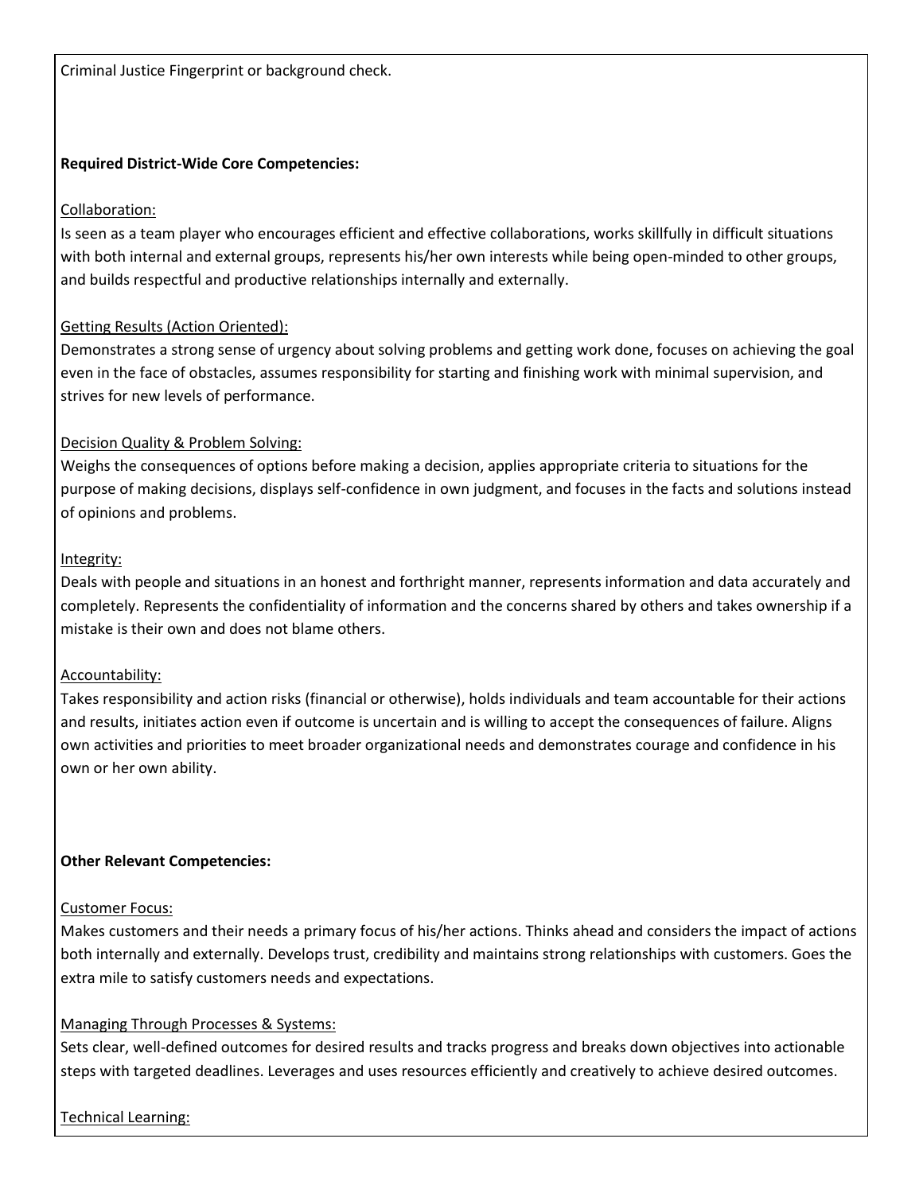Criminal Justice Fingerprint or background check.

**Required District-Wide Core Competencies:**

Collaboration:
Is seen as a team player who encourages efficient and effective collaborations, works skillfully in difficult situations with both internal and external groups, represents his/her own interests while being open-minded to other groups, and builds respectful and productive relationships internally and externally.

Getting Results (Action Oriented):
Demonstrates a strong sense of urgency about solving problems and getting work done, focuses on achieving the goal even in the face of obstacles, assumes responsibility for starting and finishing work with minimal supervision, and strives for new levels of performance.

Decision Quality & Problem Solving:
Weighs the consequences of options before making a decision, applies appropriate criteria to situations for the purpose of making decisions, displays self-confidence in own judgment, and focuses in the facts and solutions instead of opinions and problems.

Integrity:
Deals with people and situations in an honest and forthright manner, represents information and data accurately and completely. Represents the confidentiality of information and the concerns shared by others and takes ownership if a mistake is their own and does not blame others.

Accountability:
Takes responsibility and action risks (financial or otherwise), holds individuals and team accountable for their actions and results, initiates action even if outcome is uncertain and is willing to accept the consequences of failure. Aligns own activities and priorities to meet broader organizational needs and demonstrates courage and confidence in his own or her own ability.

**Other Relevant Competencies:**

Customer Focus:
Makes customers and their needs a primary focus of his/her actions. Thinks ahead and considers the impact of actions both internally and externally. Develops trust, credibility and maintains strong relationships with customers. Goes the extra mile to satisfy customers needs and expectations.

Managing Through Processes & Systems:
Sets clear, well-defined outcomes for desired results and tracks progress and breaks down objectives into actionable steps with targeted deadlines. Leverages and uses resources efficiently and creatively to achieve desired outcomes.

Technical Learning: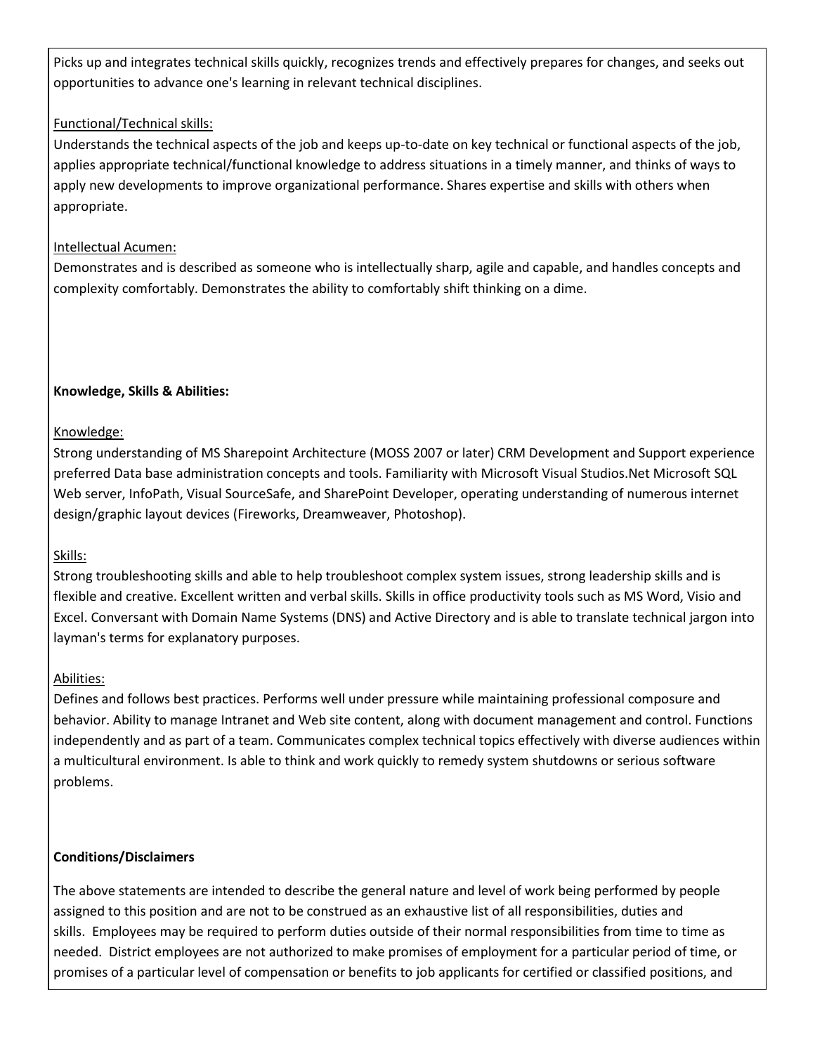Picks up and integrates technical skills quickly, recognizes trends and effectively prepares for changes, and seeks out opportunities to advance one's learning in relevant technical disciplines.

Functional/Technical skills:
Understands the technical aspects of the job and keeps up-to-date on key technical or functional aspects of the job, applies appropriate technical/functional knowledge to address situations in a timely manner, and thinks of ways to apply new developments to improve organizational performance. Shares expertise and skills with others when appropriate.

Intellectual Acumen:
Demonstrates and is described as someone who is intellectually sharp, agile and capable, and handles concepts and complexity comfortably. Demonstrates the ability to comfortably shift thinking on a dime.

**Knowledge, Skills & Abilities:**

Knowledge:
Strong understanding of MS Sharepoint Architecture (MOSS 2007 or later) CRM Development and Support experience preferred Data base administration concepts and tools. Familiarity with Microsoft Visual Studios.Net Microsoft SQL Web server, InfoPath, Visual SourceSafe, and SharePoint Developer, operating understanding of numerous internet design/graphic layout devices (Fireworks, Dreamweaver, Photoshop).

Skills:
Strong troubleshooting skills and able to help troubleshoot complex system issues, strong leadership skills and is flexible and creative. Excellent written and verbal skills. Skills in office productivity tools such as MS Word, Visio and Excel. Conversant with Domain Name Systems (DNS) and Active Directory and is able to translate technical jargon into layman's terms for explanatory purposes.

Abilities:
Defines and follows best practices. Performs well under pressure while maintaining professional composure and behavior. Ability to manage Intranet and Web site content, along with document management and control. Functions independently and as part of a team. Communicates complex technical topics effectively with diverse audiences within a multicultural environment. Is able to think and work quickly to remedy system shutdowns or serious software problems.

**Conditions/Disclaimers**

The above statements are intended to describe the general nature and level of work being performed by people assigned to this position and are not to be construed as an exhaustive list of all responsibilities, duties and skills. Employees may be required to perform duties outside of their normal responsibilities from time to time as needed. District employees are not authorized to make promises of employment for a particular period of time, or promises of a particular level of compensation or benefits to job applicants for certified or classified positions, and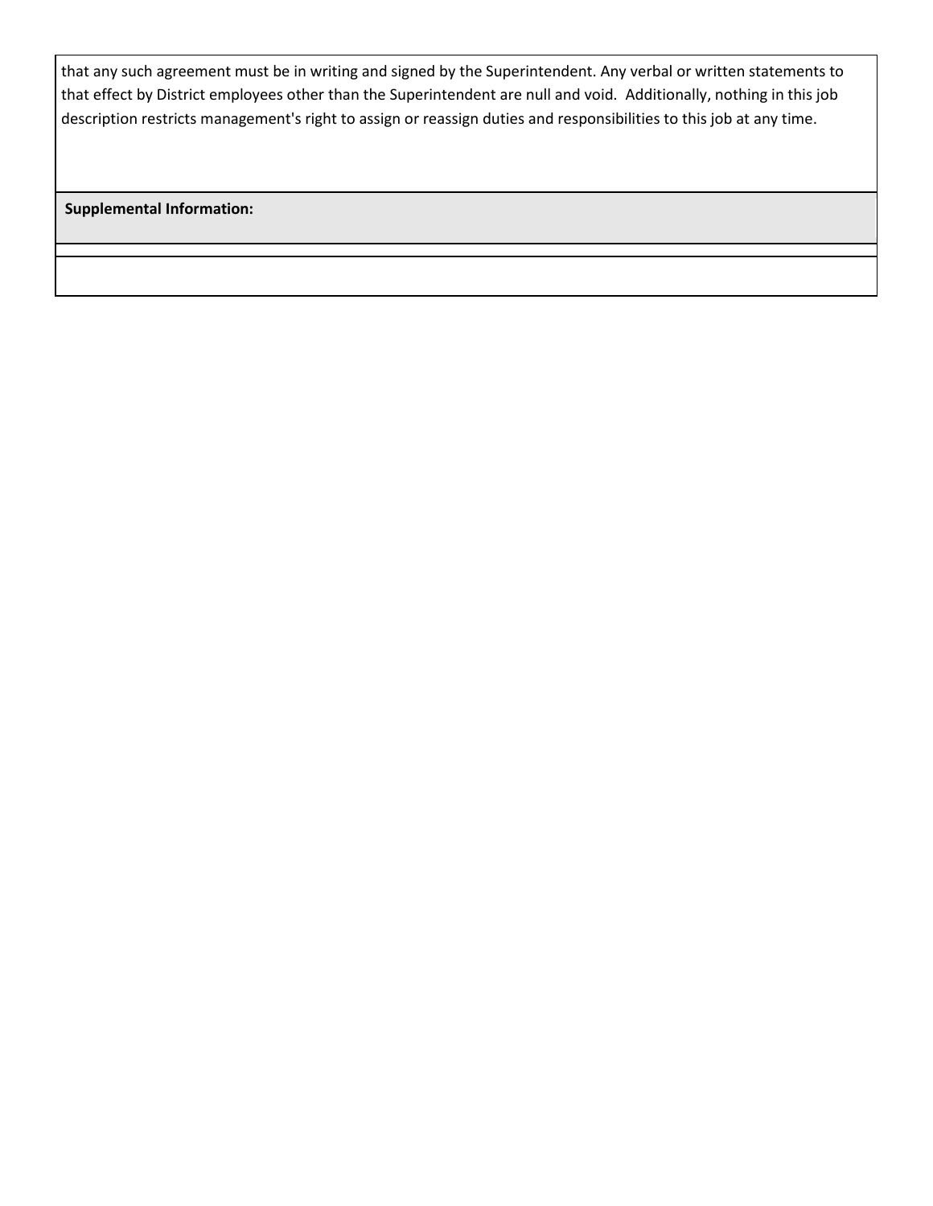that any such agreement must be in writing and signed by the Superintendent. Any verbal or written statements to that effect by District employees other than the Superintendent are null and void. Additionally, nothing in this job description restricts management's right to assign or reassign duties and responsibilities to this job at any time.

**Supplemental Information:**